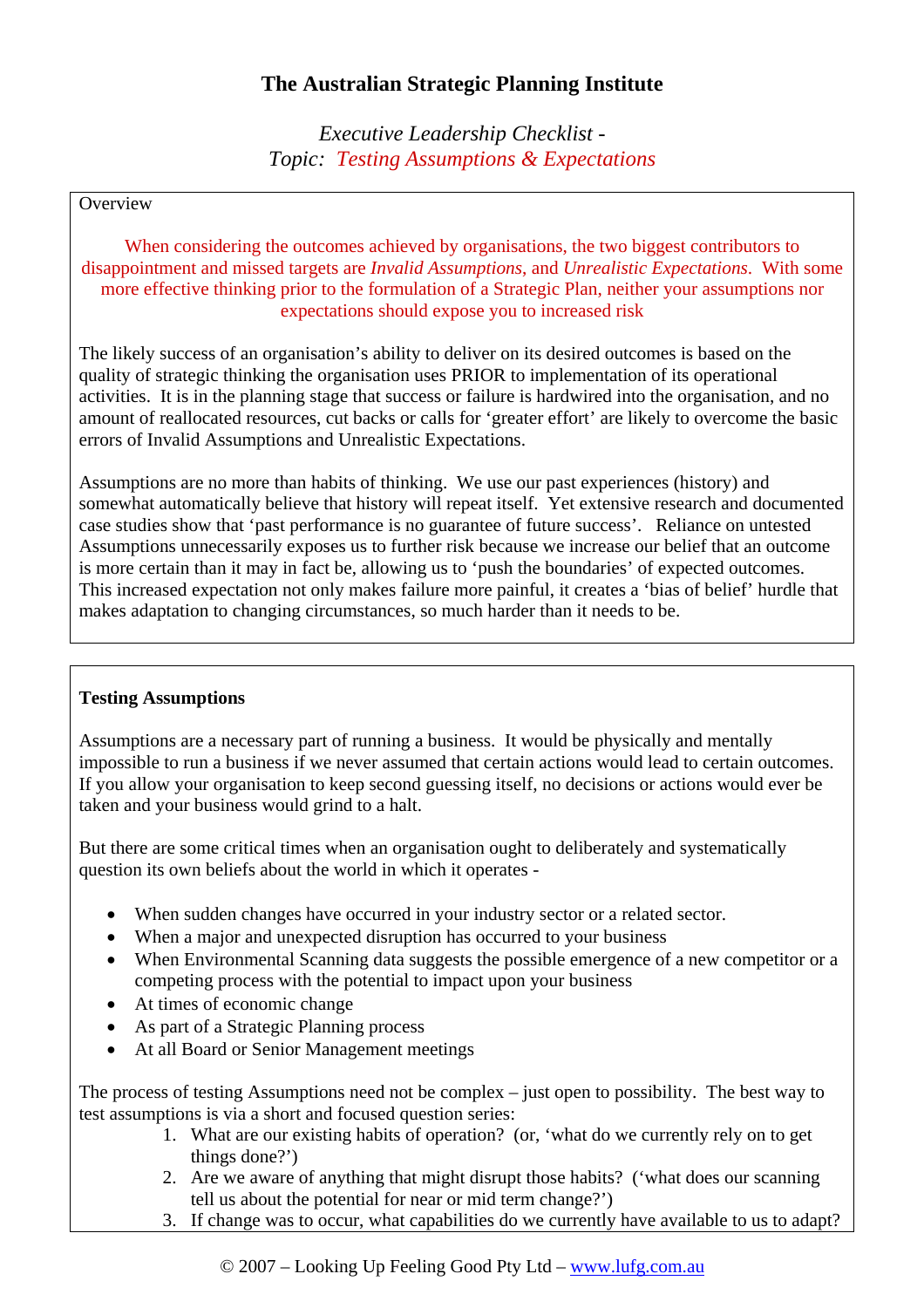# The Australian Strategic Planning Institute

*Executive Leadership Checklist -*
*Topic: Testing Assumptions & Expectations*

Overview

When considering the outcomes achieved by organisations, the two biggest contributors to disappointment and missed targets are *Invalid Assumptions*, and *Unrealistic Expectations*. With some more effective thinking prior to the formulation of a Strategic Plan, neither your assumptions nor expectations should expose you to increased risk

The likely success of an organisation's ability to deliver on its desired outcomes is based on the quality of strategic thinking the organisation uses PRIOR to implementation of its operational activities. It is in the planning stage that success or failure is hardwired into the organisation, and no amount of reallocated resources, cut backs or calls for 'greater effort' are likely to overcome the basic errors of Invalid Assumptions and Unrealistic Expectations.

Assumptions are no more than habits of thinking. We use our past experiences (history) and somewhat automatically believe that history will repeat itself. Yet extensive research and documented case studies show that 'past performance is no guarantee of future success'. Reliance on untested Assumptions unnecessarily exposes us to further risk because we increase our belief that an outcome is more certain than it may in fact be, allowing us to 'push the boundaries' of expected outcomes. This increased expectation not only makes failure more painful, it creates a 'bias of belief' hurdle that makes adaptation to changing circumstances, so much harder than it needs to be.

**Testing Assumptions**

Assumptions are a necessary part of running a business. It would be physically and mentally impossible to run a business if we never assumed that certain actions would lead to certain outcomes. If you allow your organisation to keep second guessing itself, no decisions or actions would ever be taken and your business would grind to a halt.

But there are some critical times when an organisation ought to deliberately and systematically question its own beliefs about the world in which it operates -

- When sudden changes have occurred in your industry sector or a related sector.
- When a major and unexpected disruption has occurred to your business
- When Environmental Scanning data suggests the possible emergence of a new competitor or a competing process with the potential to impact upon your business
- At times of economic change
- As part of a Strategic Planning process
- At all Board or Senior Management meetings

The process of testing Assumptions need not be complex – just open to possibility. The best way to test assumptions is via a short and focused question series:

1. What are our existing habits of operation? (or, 'what do we currently rely on to get things done?')
2. Are we aware of anything that might disrupt those habits? ('what does our scanning tell us about the potential for near or mid term change?')
3. If change was to occur, what capabilities do we currently have available to us to adapt?

© 2007 – Looking Up Feeling Good Pty Ltd – www.lufg.com.au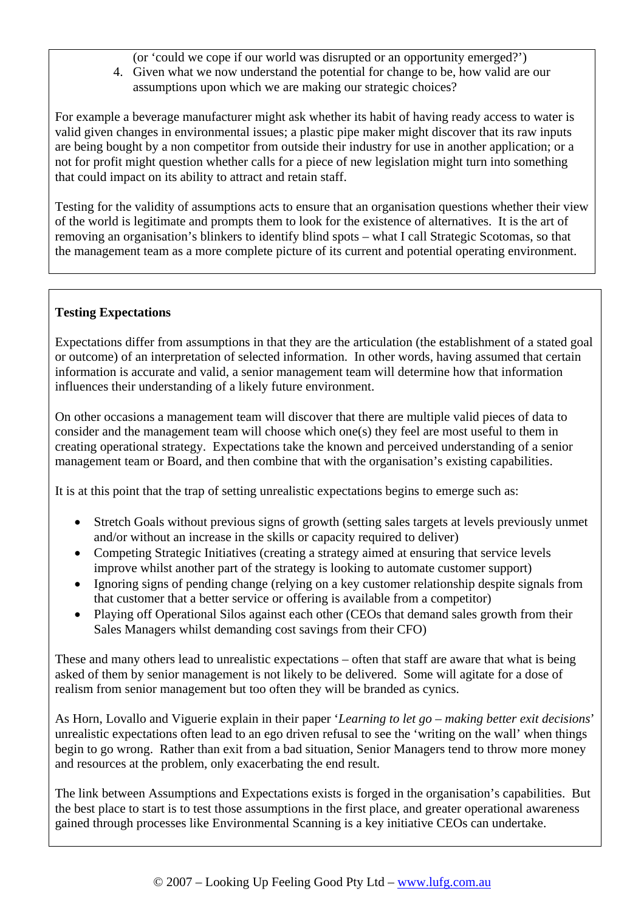(or 'could we cope if our world was disrupted or an opportunity emerged?')

4. Given what we now understand the potential for change to be, how valid are our assumptions upon which we are making our strategic choices?

For example a beverage manufacturer might ask whether its habit of having ready access to water is valid given changes in environmental issues; a plastic pipe maker might discover that its raw inputs are being bought by a non competitor from outside their industry for use in another application; or a not for profit might question whether calls for a piece of new legislation might turn into something that could impact on its ability to attract and retain staff.

Testing for the validity of assumptions acts to ensure that an organisation questions whether their view of the world is legitimate and prompts them to look for the existence of alternatives. It is the art of removing an organisation's blinkers to identify blind spots – what I call Strategic Scotomas, so that the management team as a more complete picture of its current and potential operating environment.

**Testing Expectations**

Expectations differ from assumptions in that they are the articulation (the establishment of a stated goal or outcome) of an interpretation of selected information. In other words, having assumed that certain information is accurate and valid, a senior management team will determine how that information influences their understanding of a likely future environment.

On other occasions a management team will discover that there are multiple valid pieces of data to consider and the management team will choose which one(s) they feel are most useful to them in creating operational strategy. Expectations take the known and perceived understanding of a senior management team or Board, and then combine that with the organisation's existing capabilities.

It is at this point that the trap of setting unrealistic expectations begins to emerge such as:

- Stretch Goals without previous signs of growth (setting sales targets at levels previously unmet and/or without an increase in the skills or capacity required to deliver)
- Competing Strategic Initiatives (creating a strategy aimed at ensuring that service levels improve whilst another part of the strategy is looking to automate customer support)
- Ignoring signs of pending change (relying on a key customer relationship despite signals from that customer that a better service or offering is available from a competitor)
- Playing off Operational Silos against each other (CEOs that demand sales growth from their Sales Managers whilst demanding cost savings from their CFO)

These and many others lead to unrealistic expectations – often that staff are aware that what is being asked of them by senior management is not likely to be delivered. Some will agitate for a dose of realism from senior management but too often they will be branded as cynics.

As Horn, Lovallo and Viguerie explain in their paper '*Learning to let go – making better exit decisions*' unrealistic expectations often lead to an ego driven refusal to see the 'writing on the wall' when things begin to go wrong. Rather than exit from a bad situation, Senior Managers tend to throw more money and resources at the problem, only exacerbating the end result.

The link between Assumptions and Expectations exists is forged in the organisation's capabilities. But the best place to start is to test those assumptions in the first place, and greater operational awareness gained through processes like Environmental Scanning is a key initiative CEOs can undertake.

© 2007 – Looking Up Feeling Good Pty Ltd – www.lufg.com.au